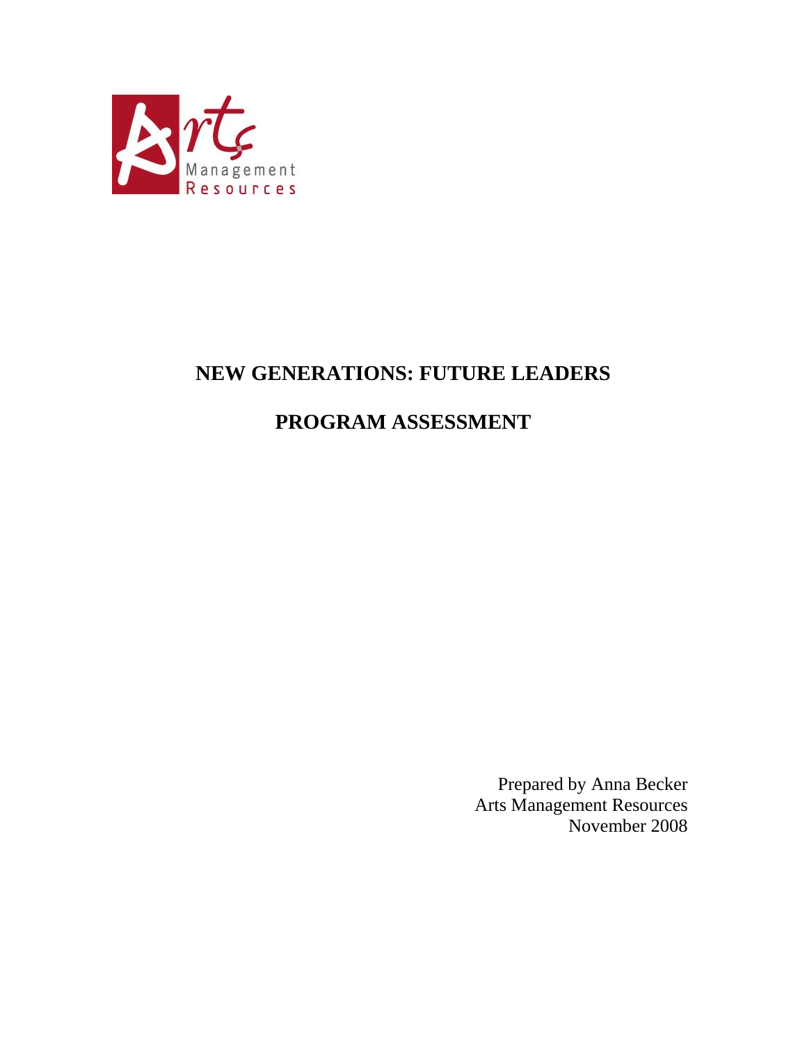# NEW GENERATIONS: FUTURE LEADERS

# PROGRAM ASSESSMENT

Prepared by Anna Becker
Arts Management Resources
November 2008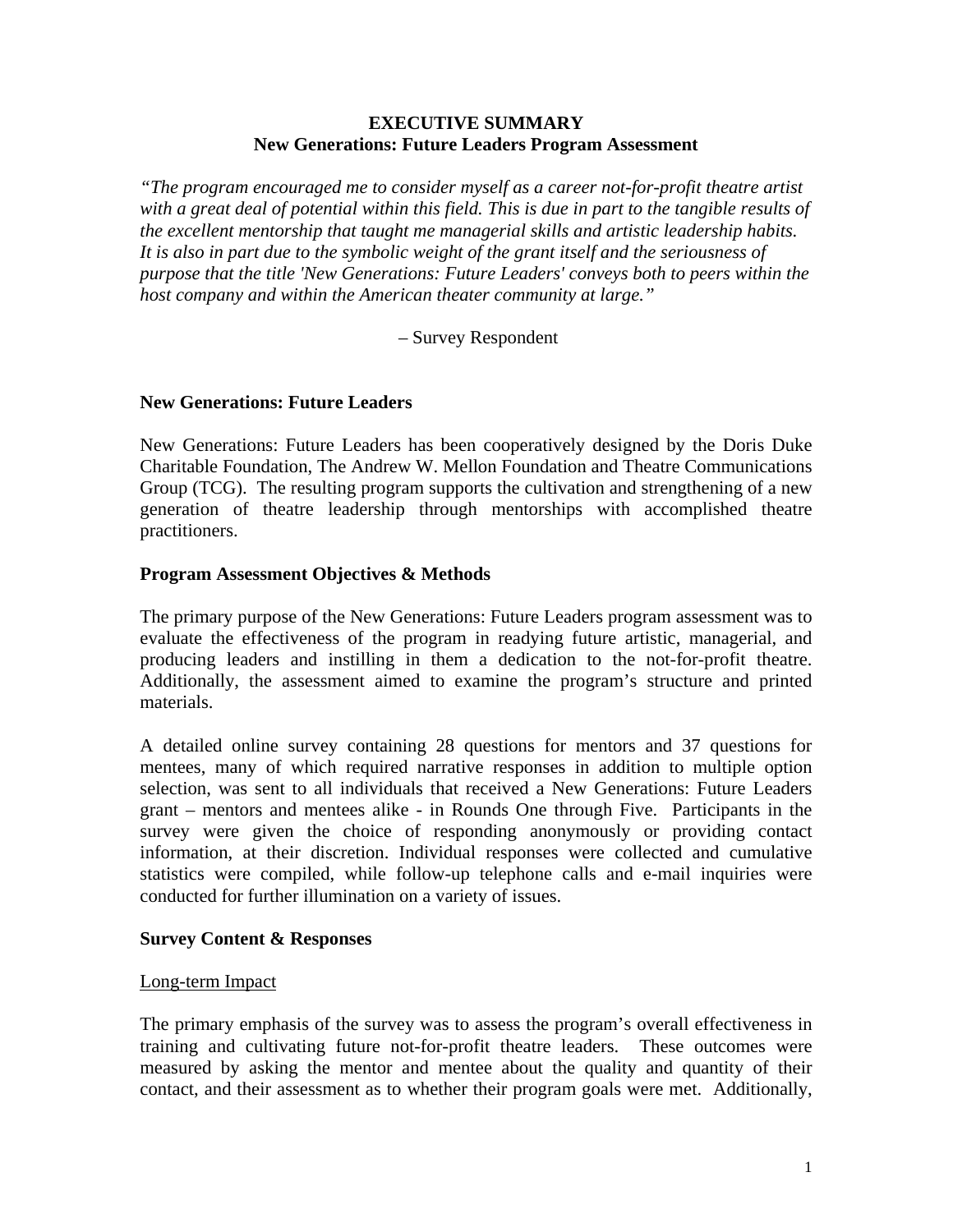# EXECUTIVE SUMMARY
## New Generations: Future Leaders Program Assessment

*"The program encouraged me to consider myself as a career not-for-profit theatre artist with a great deal of potential within this field. This is due in part to the tangible results of the excellent mentorship that taught me managerial skills and artistic leadership habits. It is also in part due to the symbolic weight of the grant itself and the seriousness of purpose that the title 'New Generations: Future Leaders' conveys both to peers within the host company and within the American theater community at large."*

– Survey Respondent

### New Generations: Future Leaders

New Generations: Future Leaders has been cooperatively designed by the Doris Duke Charitable Foundation, The Andrew W. Mellon Foundation and Theatre Communications Group (TCG). The resulting program supports the cultivation and strengthening of a new generation of theatre leadership through mentorships with accomplished theatre practitioners.

### Program Assessment Objectives & Methods

The primary purpose of the New Generations: Future Leaders program assessment was to evaluate the effectiveness of the program in readying future artistic, managerial, and producing leaders and instilling in them a dedication to the not-for-profit theatre. Additionally, the assessment aimed to examine the program's structure and printed materials.

A detailed online survey containing 28 questions for mentors and 37 questions for mentees, many of which required narrative responses in addition to multiple option selection, was sent to all individuals that received a New Generations: Future Leaders grant – mentors and mentees alike - in Rounds One through Five. Participants in the survey were given the choice of responding anonymously or providing contact information, at their discretion. Individual responses were collected and cumulative statistics were compiled, while follow-up telephone calls and e-mail inquiries were conducted for further illumination on a variety of issues.

### Survey Content & Responses

<u>Long-term Impact</u>

The primary emphasis of the survey was to assess the program's overall effectiveness in training and cultivating future not-for-profit theatre leaders. These outcomes were measured by asking the mentor and mentee about the quality and quantity of their contact, and their assessment as to whether their program goals were met. Additionally,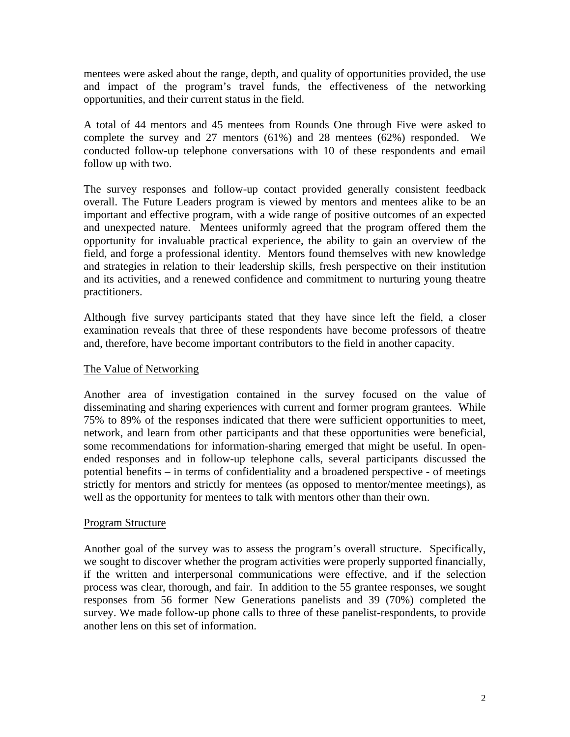mentees were asked about the range, depth, and quality of opportunities provided, the use and impact of the program's travel funds, the effectiveness of the networking opportunities, and their current status in the field.

A total of 44 mentors and 45 mentees from Rounds One through Five were asked to complete the survey and 27 mentors (61%) and 28 mentees (62%) responded. We conducted follow-up telephone conversations with 10 of these respondents and email follow up with two.

The survey responses and follow-up contact provided generally consistent feedback overall. The Future Leaders program is viewed by mentors and mentees alike to be an important and effective program, with a wide range of positive outcomes of an expected and unexpected nature. Mentees uniformly agreed that the program offered them the opportunity for invaluable practical experience, the ability to gain an overview of the field, and forge a professional identity. Mentors found themselves with new knowledge and strategies in relation to their leadership skills, fresh perspective on their institution and its activities, and a renewed confidence and commitment to nurturing young theatre practitioners.

Although five survey participants stated that they have since left the field, a closer examination reveals that three of these respondents have become professors of theatre and, therefore, have become important contributors to the field in another capacity.

<u>The Value of Networking</u>

Another area of investigation contained in the survey focused on the value of disseminating and sharing experiences with current and former program grantees. While 75% to 89% of the responses indicated that there were sufficient opportunities to meet, network, and learn from other participants and that these opportunities were beneficial, some recommendations for information-sharing emerged that might be useful. In open-ended responses and in follow-up telephone calls, several participants discussed the potential benefits – in terms of confidentiality and a broadened perspective - of meetings strictly for mentors and strictly for mentees (as opposed to mentor/mentee meetings), as well as the opportunity for mentees to talk with mentors other than their own.

<u>Program Structure</u>

Another goal of the survey was to assess the program's overall structure. Specifically, we sought to discover whether the program activities were properly supported financially, if the written and interpersonal communications were effective, and if the selection process was clear, thorough, and fair. In addition to the 55 grantee responses, we sought responses from 56 former New Generations panelists and 39 (70%) completed the survey. We made follow-up phone calls to three of these panelist-respondents, to provide another lens on this set of information.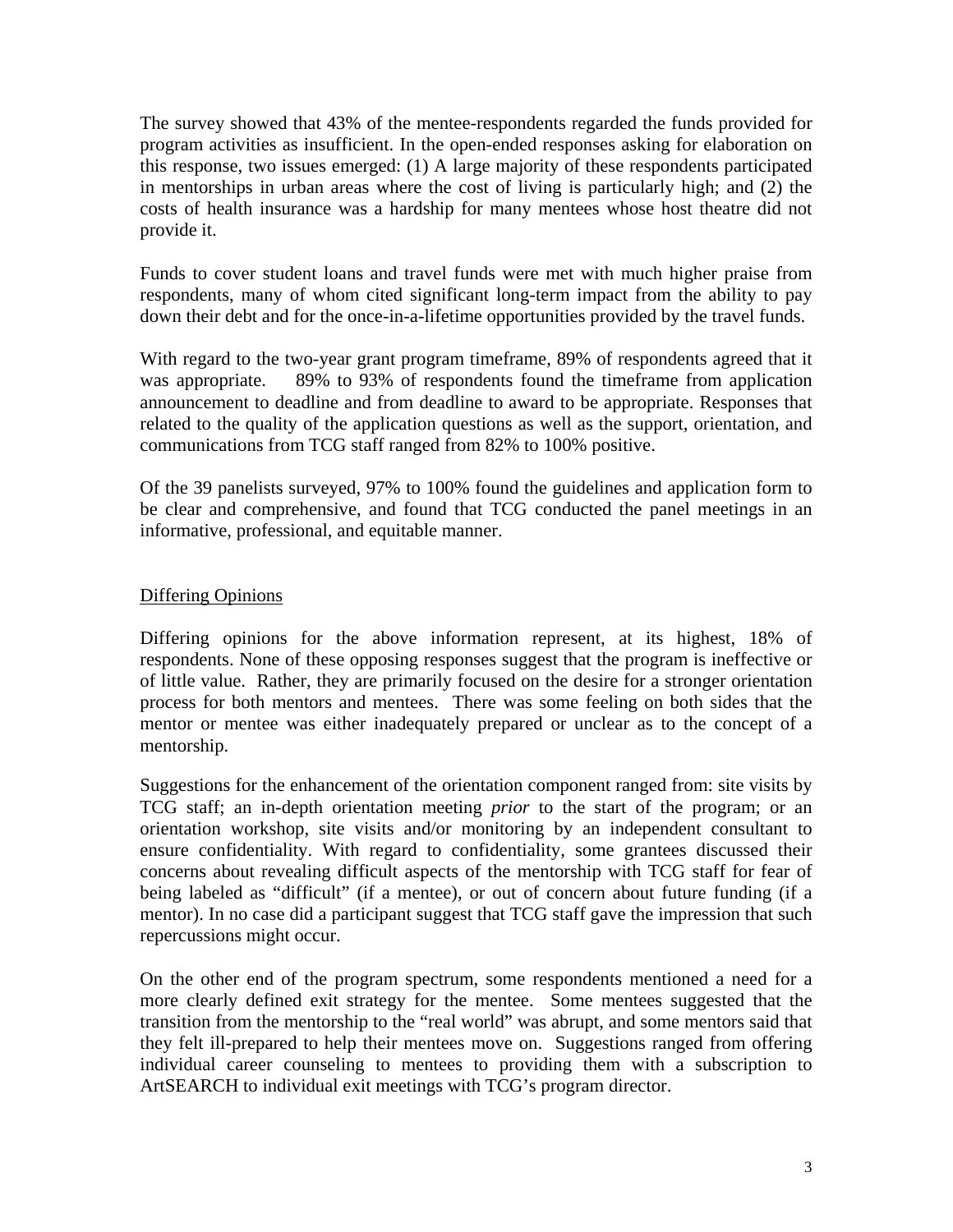The survey showed that 43% of the mentee-respondents regarded the funds provided for program activities as insufficient. In the open-ended responses asking for elaboration on this response, two issues emerged: (1) A large majority of these respondents participated in mentorships in urban areas where the cost of living is particularly high; and (2) the costs of health insurance was a hardship for many mentees whose host theatre did not provide it.

Funds to cover student loans and travel funds were met with much higher praise from respondents, many of whom cited significant long-term impact from the ability to pay down their debt and for the once-in-a-lifetime opportunities provided by the travel funds.

With regard to the two-year grant program timeframe, 89% of respondents agreed that it was appropriate. 89% to 93% of respondents found the timeframe from application announcement to deadline and from deadline to award to be appropriate. Responses that related to the quality of the application questions as well as the support, orientation, and communications from TCG staff ranged from 82% to 100% positive.

Of the 39 panelists surveyed, 97% to 100% found the guidelines and application form to be clear and comprehensive, and found that TCG conducted the panel meetings in an informative, professional, and equitable manner.

## Differing Opinions

Differing opinions for the above information represent, at its highest, 18% of respondents. None of these opposing responses suggest that the program is ineffective or of little value. Rather, they are primarily focused on the desire for a stronger orientation process for both mentors and mentees. There was some feeling on both sides that the mentor or mentee was either inadequately prepared or unclear as to the concept of a mentorship.

Suggestions for the enhancement of the orientation component ranged from: site visits by TCG staff; an in-depth orientation meeting *prior* to the start of the program; or an orientation workshop, site visits and/or monitoring by an independent consultant to ensure confidentiality. With regard to confidentiality, some grantees discussed their concerns about revealing difficult aspects of the mentorship with TCG staff for fear of being labeled as "difficult" (if a mentee), or out of concern about future funding (if a mentor). In no case did a participant suggest that TCG staff gave the impression that such repercussions might occur.

On the other end of the program spectrum, some respondents mentioned a need for a more clearly defined exit strategy for the mentee. Some mentees suggested that the transition from the mentorship to the "real world" was abrupt, and some mentors said that they felt ill-prepared to help their mentees move on. Suggestions ranged from offering individual career counseling to mentees to providing them with a subscription to ArtSEARCH to individual exit meetings with TCG's program director.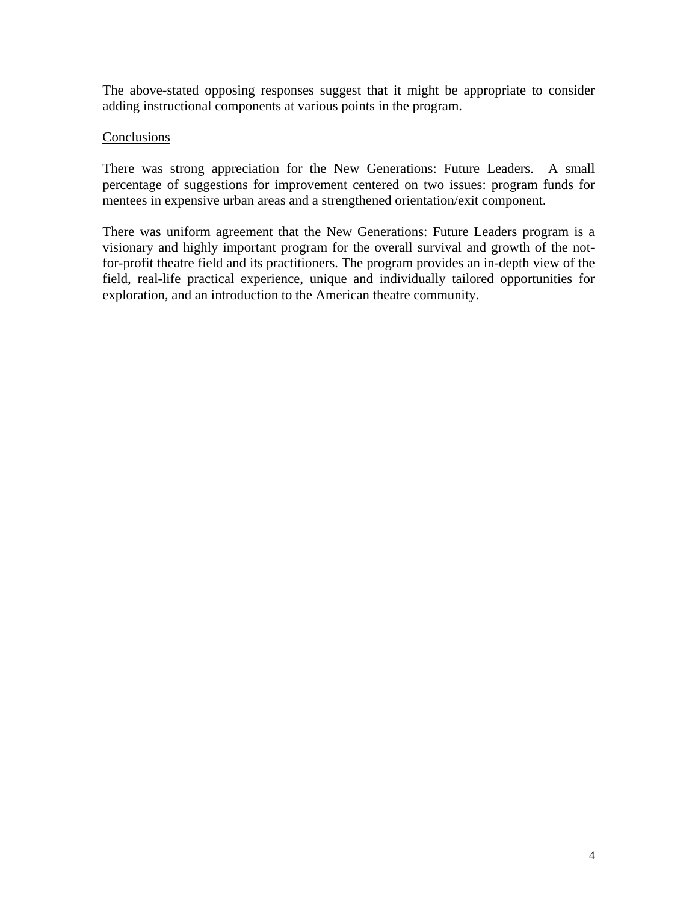The above-stated opposing responses suggest that it might be appropriate to consider adding instructional components at various points in the program.

<u>Conclusions</u>

There was strong appreciation for the New Generations: Future Leaders. A small percentage of suggestions for improvement centered on two issues: program funds for mentees in expensive urban areas and a strengthened orientation/exit component.

There was uniform agreement that the New Generations: Future Leaders program is a visionary and highly important program for the overall survival and growth of the not-for-profit theatre field and its practitioners. The program provides an in-depth view of the field, real-life practical experience, unique and individually tailored opportunities for exploration, and an introduction to the American theatre community.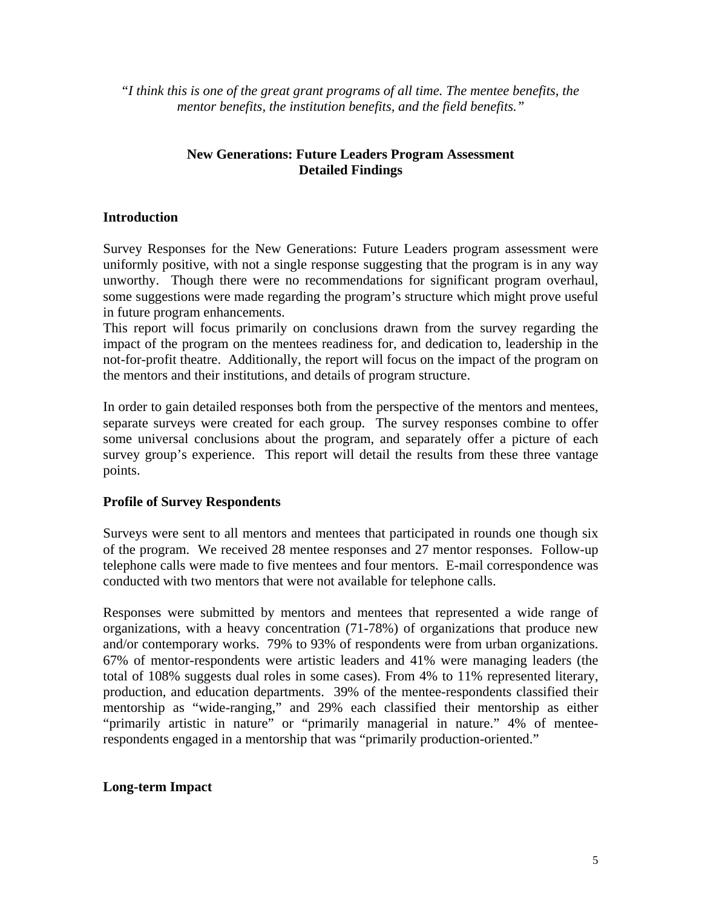*"I think this is one of the great grant programs of all time. The mentee benefits, the mentor benefits, the institution benefits, and the field benefits."*

## New Generations: Future Leaders Program Assessment
## Detailed Findings

### Introduction

Survey Responses for the New Generations: Future Leaders program assessment were uniformly positive, with not a single response suggesting that the program is in any way unworthy. Though there were no recommendations for significant program overhaul, some suggestions were made regarding the program's structure which might prove useful in future program enhancements.

This report will focus primarily on conclusions drawn from the survey regarding the impact of the program on the mentees readiness for, and dedication to, leadership in the not-for-profit theatre. Additionally, the report will focus on the impact of the program on the mentors and their institutions, and details of program structure.

In order to gain detailed responses both from the perspective of the mentors and mentees, separate surveys were created for each group. The survey responses combine to offer some universal conclusions about the program, and separately offer a picture of each survey group's experience. This report will detail the results from these three vantage points.

### Profile of Survey Respondents

Surveys were sent to all mentors and mentees that participated in rounds one though six of the program. We received 28 mentee responses and 27 mentor responses. Follow-up telephone calls were made to five mentees and four mentors. E-mail correspondence was conducted with two mentors that were not available for telephone calls.

Responses were submitted by mentors and mentees that represented a wide range of organizations, with a heavy concentration (71-78%) of organizations that produce new and/or contemporary works. 79% to 93% of respondents were from urban organizations. 67% of mentor-respondents were artistic leaders and 41% were managing leaders (the total of 108% suggests dual roles in some cases). From 4% to 11% represented literary, production, and education departments. 39% of the mentee-respondents classified their mentorship as "wide-ranging," and 29% each classified their mentorship as either "primarily artistic in nature" or "primarily managerial in nature." 4% of mentee-respondents engaged in a mentorship that was "primarily production-oriented."

### Long-term Impact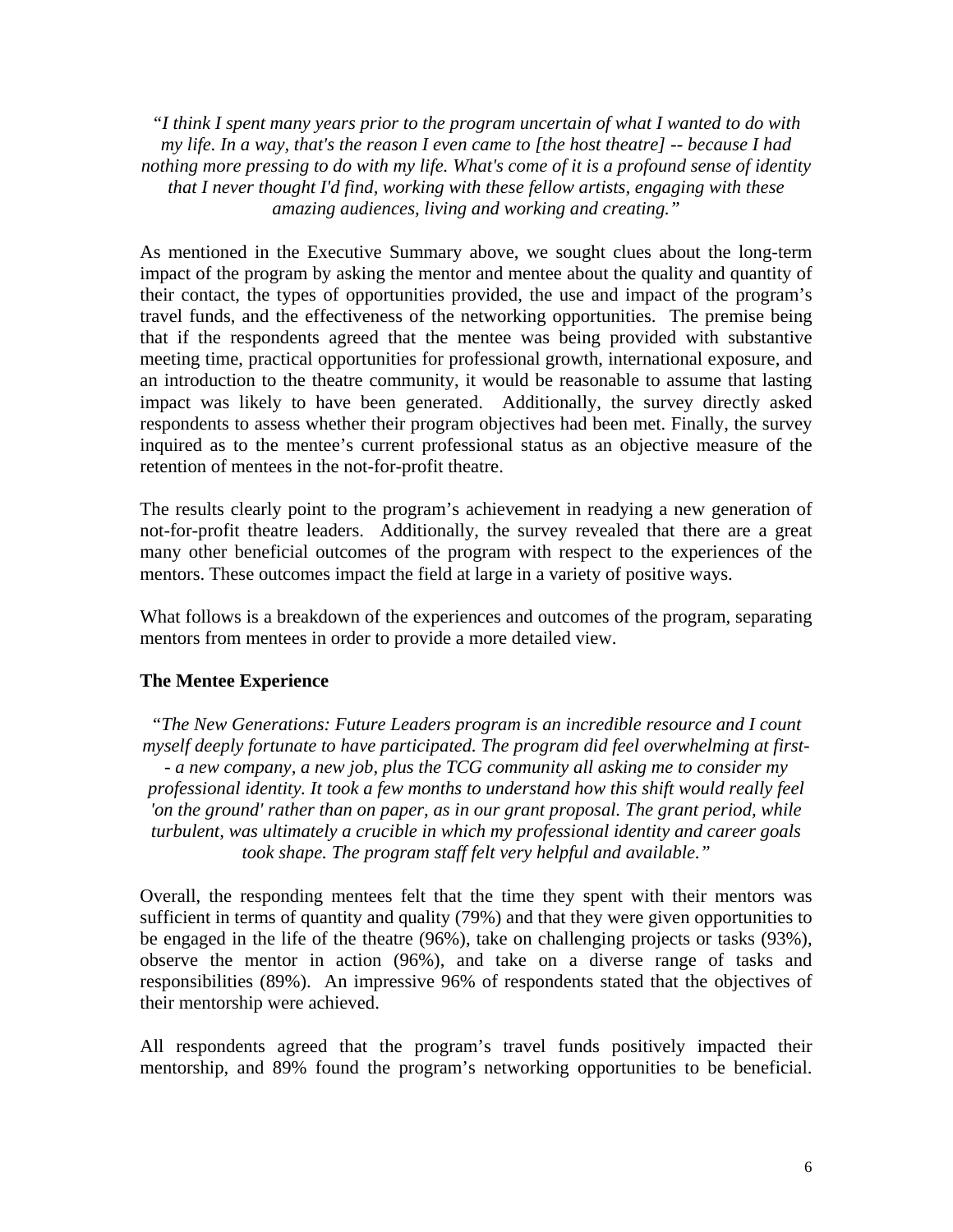*"I think I spent many years prior to the program uncertain of what I wanted to do with my life. In a way, that's the reason I even came to [the host theatre] -- because I had nothing more pressing to do with my life. What's come of it is a profound sense of identity that I never thought I'd find, working with these fellow artists, engaging with these amazing audiences, living and working and creating."*

As mentioned in the Executive Summary above, we sought clues about the long-term impact of the program by asking the mentor and mentee about the quality and quantity of their contact, the types of opportunities provided, the use and impact of the program's travel funds, and the effectiveness of the networking opportunities. The premise being that if the respondents agreed that the mentee was being provided with substantive meeting time, practical opportunities for professional growth, international exposure, and an introduction to the theatre community, it would be reasonable to assume that lasting impact was likely to have been generated. Additionally, the survey directly asked respondents to assess whether their program objectives had been met. Finally, the survey inquired as to the mentee's current professional status as an objective measure of the retention of mentees in the not-for-profit theatre.

The results clearly point to the program's achievement in readying a new generation of not-for-profit theatre leaders. Additionally, the survey revealed that there are a great many other beneficial outcomes of the program with respect to the experiences of the mentors. These outcomes impact the field at large in a variety of positive ways.

What follows is a breakdown of the experiences and outcomes of the program, separating mentors from mentees in order to provide a more detailed view.

**The Mentee Experience**

*"The New Generations: Future Leaders program is an incredible resource and I count myself deeply fortunate to have participated. The program did feel overwhelming at first-- a new company, a new job, plus the TCG community all asking me to consider my professional identity. It took a few months to understand how this shift would really feel 'on the ground' rather than on paper, as in our grant proposal. The grant period, while turbulent, was ultimately a crucible in which my professional identity and career goals took shape. The program staff felt very helpful and available."*

Overall, the responding mentees felt that the time they spent with their mentors was sufficient in terms of quantity and quality (79%) and that they were given opportunities to be engaged in the life of the theatre (96%), take on challenging projects or tasks (93%), observe the mentor in action (96%), and take on a diverse range of tasks and responsibilities (89%). An impressive 96% of respondents stated that the objectives of their mentorship were achieved.

All respondents agreed that the program's travel funds positively impacted their mentorship, and 89% found the program's networking opportunities to be beneficial.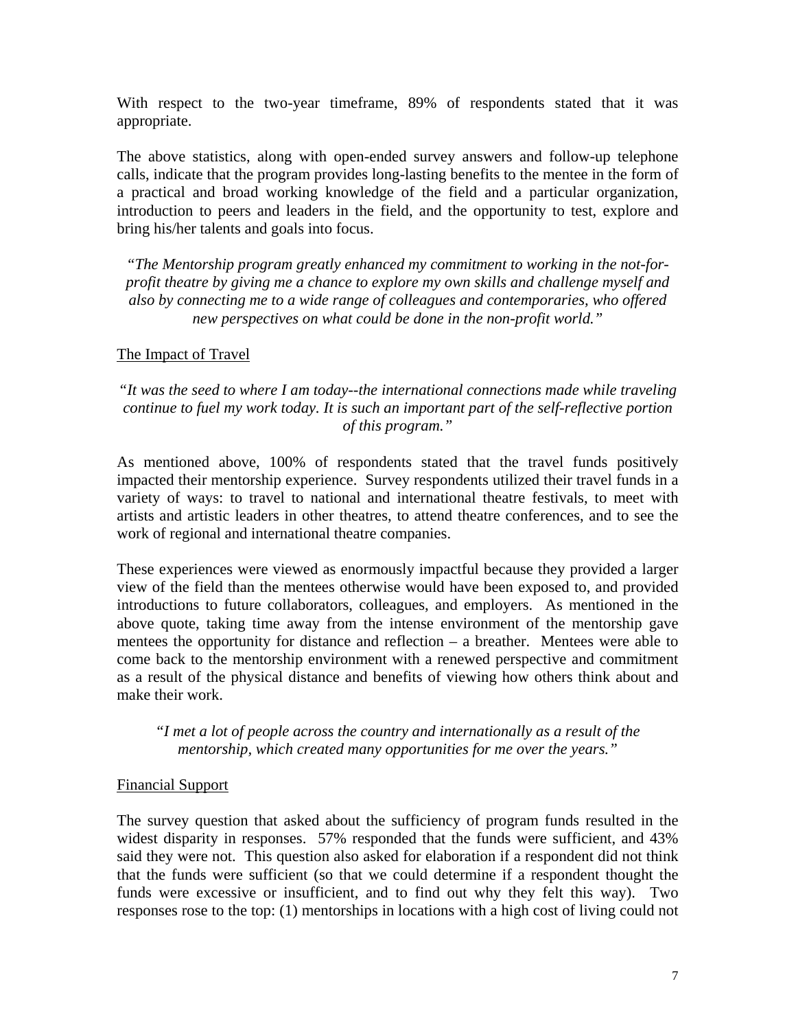With respect to the two-year timeframe, 89% of respondents stated that it was appropriate.

The above statistics, along with open-ended survey answers and follow-up telephone calls, indicate that the program provides long-lasting benefits to the mentee in the form of a practical and broad working knowledge of the field and a particular organization, introduction to peers and leaders in the field, and the opportunity to test, explore and bring his/her talents and goals into focus.

> *"The Mentorship program greatly enhanced my commitment to working in the not-for-profit theatre by giving me a chance to explore my own skills and challenge myself and also by connecting me to a wide range of colleagues and contemporaries, who offered new perspectives on what could be done in the non-profit world."*

<u>The Impact of Travel</u>

> *"It was the seed to where I am today--the international connections made while traveling continue to fuel my work today. It is such an important part of the self-reflective portion of this program."*

As mentioned above, 100% of respondents stated that the travel funds positively impacted their mentorship experience. Survey respondents utilized their travel funds in a variety of ways: to travel to national and international theatre festivals, to meet with artists and artistic leaders in other theatres, to attend theatre conferences, and to see the work of regional and international theatre companies.

These experiences were viewed as enormously impactful because they provided a larger view of the field than the mentees otherwise would have been exposed to, and provided introductions to future collaborators, colleagues, and employers. As mentioned in the above quote, taking time away from the intense environment of the mentorship gave mentees the opportunity for distance and reflection – a breather. Mentees were able to come back to the mentorship environment with a renewed perspective and commitment as a result of the physical distance and benefits of viewing how others think about and make their work.

> *"I met a lot of people across the country and internationally as a result of the mentorship, which created many opportunities for me over the years."*

<u>Financial Support</u>

The survey question that asked about the sufficiency of program funds resulted in the widest disparity in responses. 57% responded that the funds were sufficient, and 43% said they were not. This question also asked for elaboration if a respondent did not think that the funds were sufficient (so that we could determine if a respondent thought the funds were excessive or insufficient, and to find out why they felt this way). Two responses rose to the top: (1) mentorships in locations with a high cost of living could not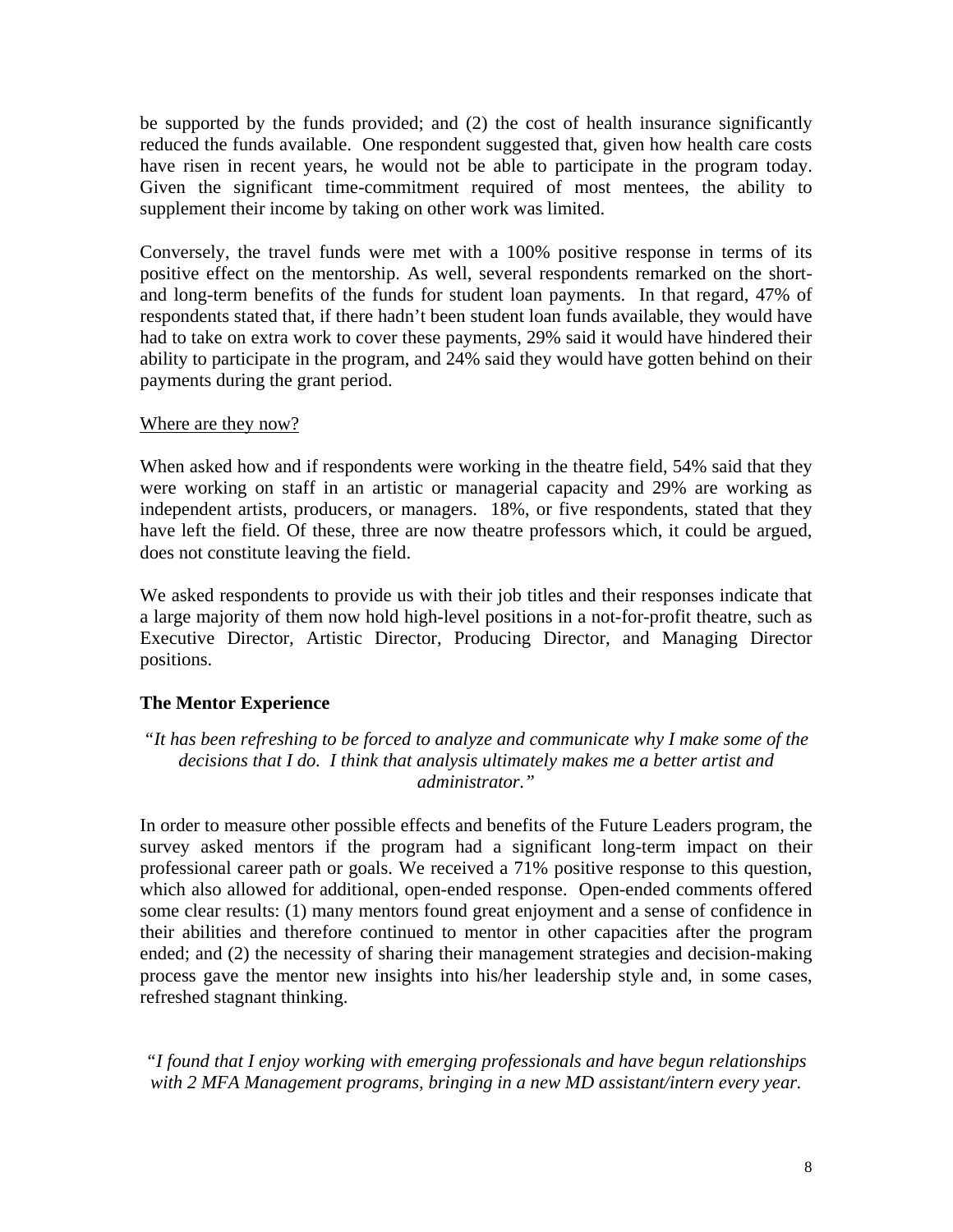be supported by the funds provided; and (2) the cost of health insurance significantly reduced the funds available. One respondent suggested that, given how health care costs have risen in recent years, he would not be able to participate in the program today. Given the significant time-commitment required of most mentees, the ability to supplement their income by taking on other work was limited.

Conversely, the travel funds were met with a 100% positive response in terms of its positive effect on the mentorship. As well, several respondents remarked on the short- and long-term benefits of the funds for student loan payments. In that regard, 47% of respondents stated that, if there hadn't been student loan funds available, they would have had to take on extra work to cover these payments, 29% said it would have hindered their ability to participate in the program, and 24% said they would have gotten behind on their payments during the grant period.

<u>Where are they now?</u>

When asked how and if respondents were working in the theatre field, 54% said that they were working on staff in an artistic or managerial capacity and 29% are working as independent artists, producers, or managers. 18%, or five respondents, stated that they have left the field. Of these, three are now theatre professors which, it could be argued, does not constitute leaving the field.

We asked respondents to provide us with their job titles and their responses indicate that a large majority of them now hold high-level positions in a not-for-profit theatre, such as Executive Director, Artistic Director, Producing Director, and Managing Director positions.

**The Mentor Experience**

*"It has been refreshing to be forced to analyze and communicate why I make some of the decisions that I do. I think that analysis ultimately makes me a better artist and administrator."*

In order to measure other possible effects and benefits of the Future Leaders program, the survey asked mentors if the program had a significant long-term impact on their professional career path or goals. We received a 71% positive response to this question, which also allowed for additional, open-ended response. Open-ended comments offered some clear results: (1) many mentors found great enjoyment and a sense of confidence in their abilities and therefore continued to mentor in other capacities after the program ended; and (2) the necessity of sharing their management strategies and decision-making process gave the mentor new insights into his/her leadership style and, in some cases, refreshed stagnant thinking.

*"I found that I enjoy working with emerging professionals and have begun relationships with 2 MFA Management programs, bringing in a new MD assistant/intern every year.*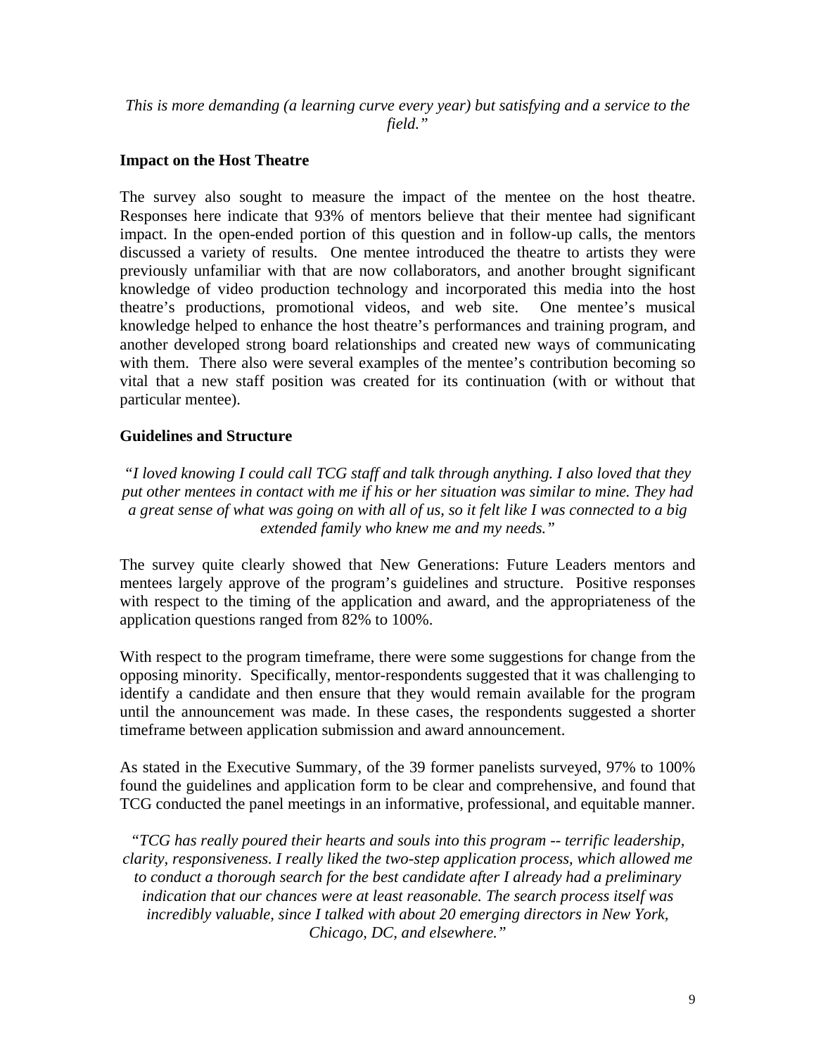*This is more demanding (a learning curve every year) but satisfying and a service to the field."*

**Impact on the Host Theatre**

The survey also sought to measure the impact of the mentee on the host theatre. Responses here indicate that 93% of mentors believe that their mentee had significant impact. In the open-ended portion of this question and in follow-up calls, the mentors discussed a variety of results. One mentee introduced the theatre to artists they were previously unfamiliar with that are now collaborators, and another brought significant knowledge of video production technology and incorporated this media into the host theatre's productions, promotional videos, and web site. One mentee's musical knowledge helped to enhance the host theatre's performances and training program, and another developed strong board relationships and created new ways of communicating with them. There also were several examples of the mentee's contribution becoming so vital that a new staff position was created for its continuation (with or without that particular mentee).

**Guidelines and Structure**

*"I loved knowing I could call TCG staff and talk through anything. I also loved that they put other mentees in contact with me if his or her situation was similar to mine. They had a great sense of what was going on with all of us, so it felt like I was connected to a big extended family who knew me and my needs."*

The survey quite clearly showed that New Generations: Future Leaders mentors and mentees largely approve of the program's guidelines and structure. Positive responses with respect to the timing of the application and award, and the appropriateness of the application questions ranged from 82% to 100%.

With respect to the program timeframe, there were some suggestions for change from the opposing minority. Specifically, mentor-respondents suggested that it was challenging to identify a candidate and then ensure that they would remain available for the program until the announcement was made. In these cases, the respondents suggested a shorter timeframe between application submission and award announcement.

As stated in the Executive Summary, of the 39 former panelists surveyed, 97% to 100% found the guidelines and application form to be clear and comprehensive, and found that TCG conducted the panel meetings in an informative, professional, and equitable manner.

*"TCG has really poured their hearts and souls into this program -- terrific leadership, clarity, responsiveness. I really liked the two-step application process, which allowed me to conduct a thorough search for the best candidate after I already had a preliminary indication that our chances were at least reasonable. The search process itself was incredibly valuable, since I talked with about 20 emerging directors in New York, Chicago, DC, and elsewhere."*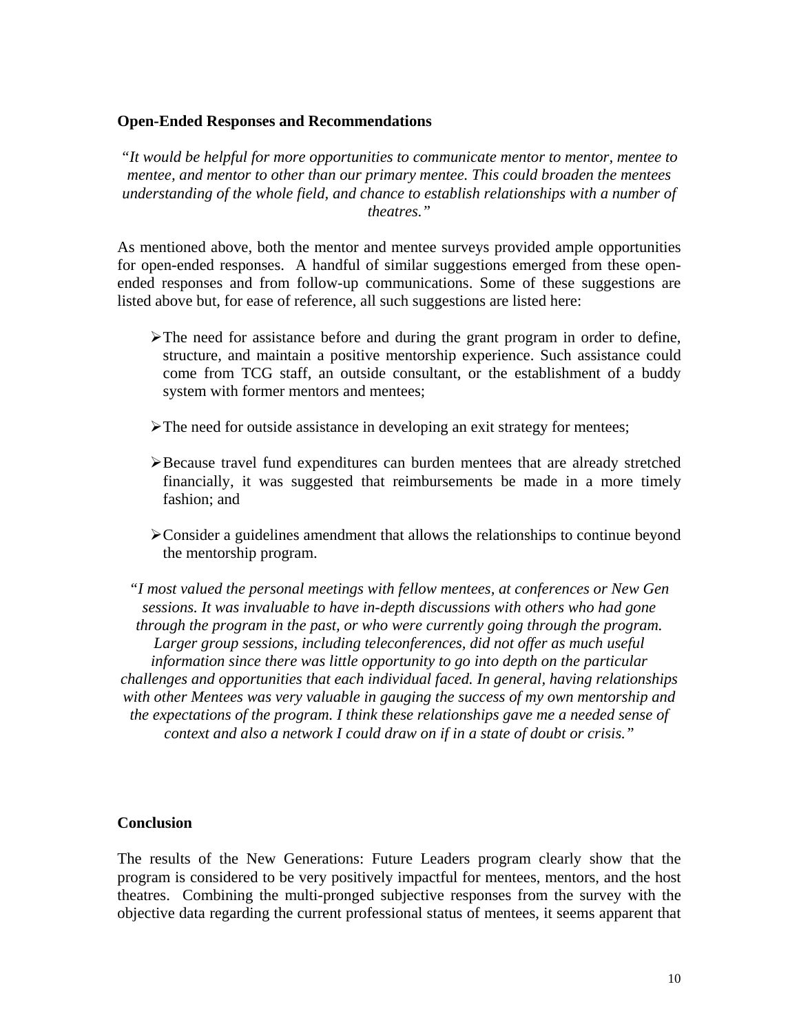**Open-Ended Responses and Recommendations**

*"It would be helpful for more opportunities to communicate mentor to mentor, mentee to mentee, and mentor to other than our primary mentee. This could broaden the mentees understanding of the whole field, and chance to establish relationships with a number of theatres."*

As mentioned above, both the mentor and mentee surveys provided ample opportunities for open-ended responses. A handful of similar suggestions emerged from these open-ended responses and from follow-up communications. Some of these suggestions are listed above but, for ease of reference, all such suggestions are listed here:

- The need for assistance before and during the grant program in order to define, structure, and maintain a positive mentorship experience. Such assistance could come from TCG staff, an outside consultant, or the establishment of a buddy system with former mentors and mentees;
- The need for outside assistance in developing an exit strategy for mentees;
- Because travel fund expenditures can burden mentees that are already stretched financially, it was suggested that reimbursements be made in a more timely fashion; and
- Consider a guidelines amendment that allows the relationships to continue beyond the mentorship program.

*"I most valued the personal meetings with fellow mentees, at conferences or New Gen sessions. It was invaluable to have in-depth discussions with others who had gone through the program in the past, or who were currently going through the program. Larger group sessions, including teleconferences, did not offer as much useful information since there was little opportunity to go into depth on the particular challenges and opportunities that each individual faced. In general, having relationships with other Mentees was very valuable in gauging the success of my own mentorship and the expectations of the program. I think these relationships gave me a needed sense of context and also a network I could draw on if in a state of doubt or crisis."*

**Conclusion**

The results of the New Generations: Future Leaders program clearly show that the program is considered to be very positively impactful for mentees, mentors, and the host theatres. Combining the multi-pronged subjective responses from the survey with the objective data regarding the current professional status of mentees, it seems apparent that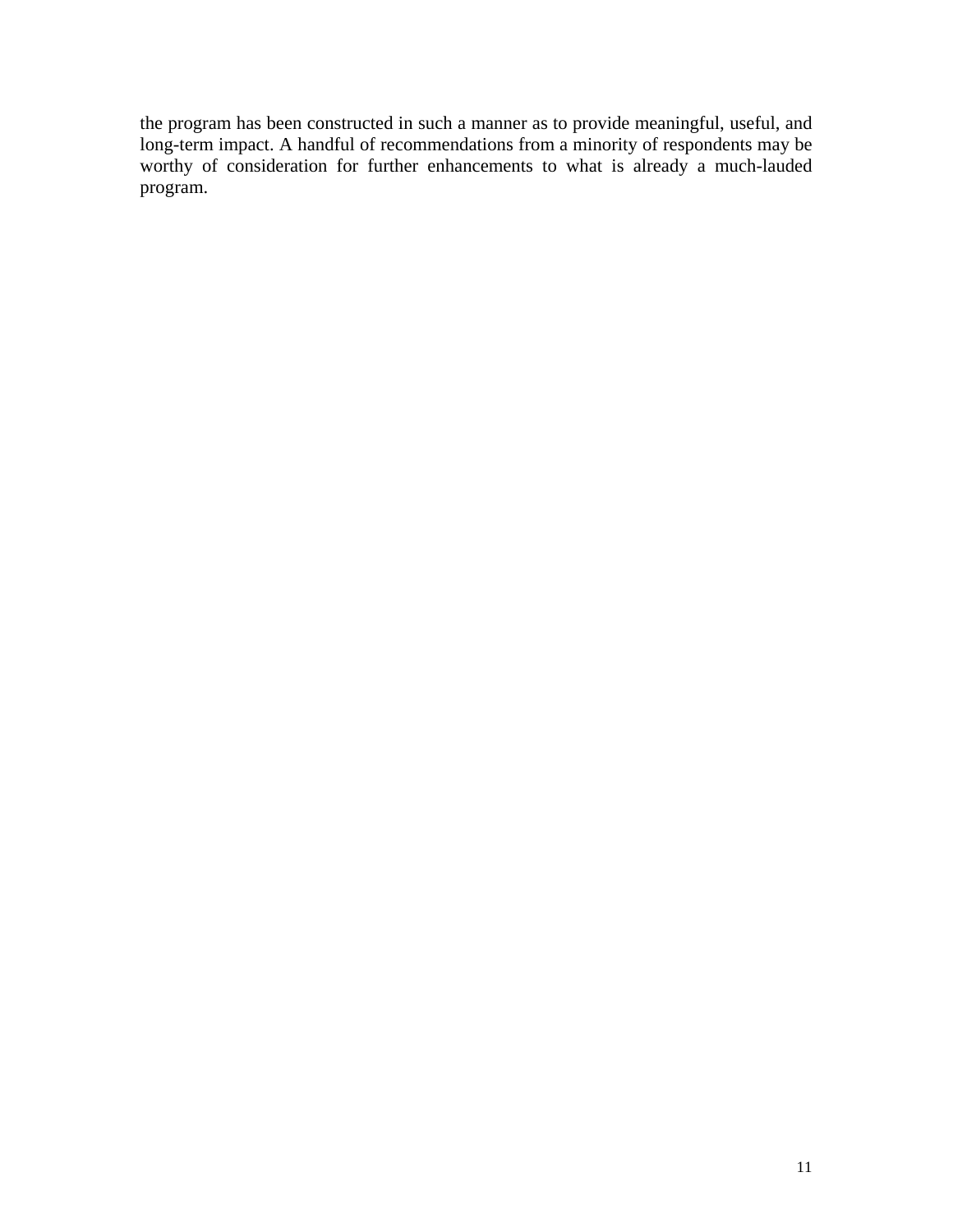the program has been constructed in such a manner as to provide meaningful, useful, and long-term impact. A handful of recommendations from a minority of respondents may be worthy of consideration for further enhancements to what is already a much-lauded program.